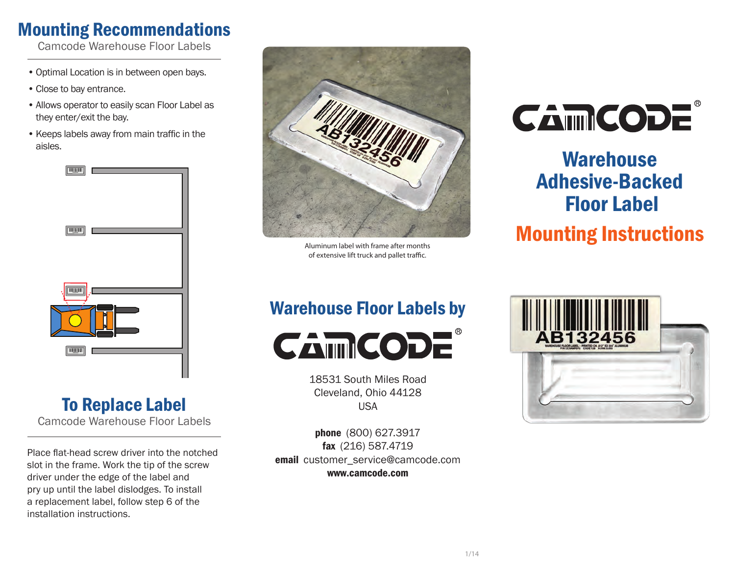# Mounting Recommendations

Camcode Warehouse Floor Labels

- Optimal Location is in between open bays.
- Close to bay entrance.
- Allows operator to easily scan Floor Label as they enter/exit the bay.
- Keeps labels away from main traffic in the aisles.

# To Replace Label

Camcode Warehouse Floor Labels

Place flat-head screw driver into the notched slot in the frame. Work the tip of the screw driver under the edge of the label and pry up until the label dislodges. To install a replacement label, follow step 6 of the installation instructions.

Aluminum label with frame after months of extensive lift truck and pallet traffic.

## Warehouse Floor Labels by CAMCODE®

18531 South Miles Road
Cleveland, Ohio 44128
USA

**phone** (800) 627.3917
**fax** (216) 587.4719
**email** customer_service@camcode.com
**www.camcode.com**

# CAMCODE®

# Warehouse Adhesive-Backed Floor Label

# Mounting Instructions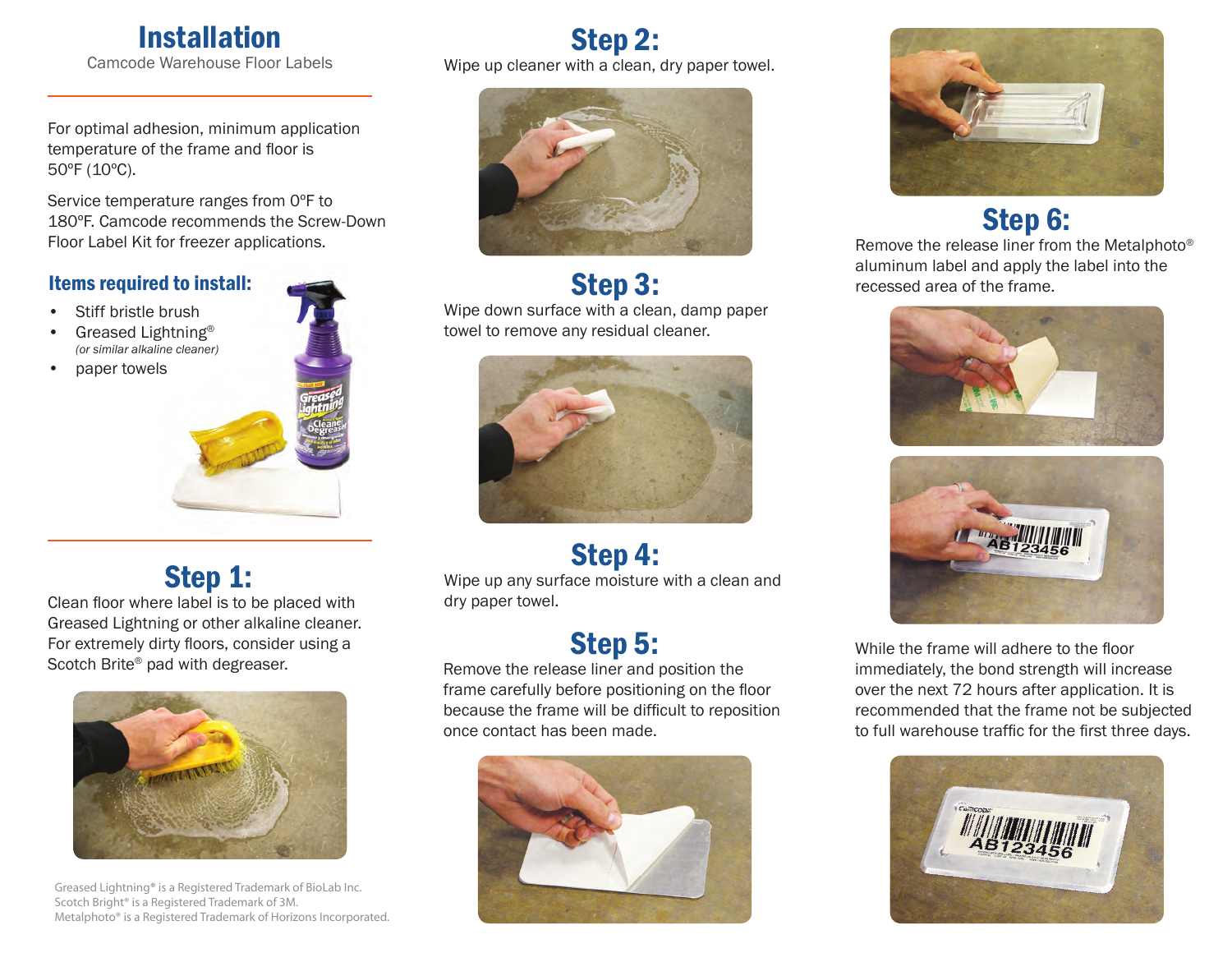# Installation

Camcode Warehouse Floor Labels

For optimal adhesion, minimum application temperature of the frame and floor is 50ºF (10ºC).

Service temperature ranges from 0ºF to 180ºF. Camcode recommends the Screw-Down Floor Label Kit for freezer applications.

### Items required to install:

- Stiff bristle brush
- Greased Lightning®
  *(or similar alkaline cleaner)*
- paper towels

## Step 1:

Clean floor where label is to be placed with Greased Lightning or other alkaline cleaner. For extremely dirty floors, consider using a Scotch Brite® pad with degreaser.

Greased Lightning® is a Registered Trademark of BioLab Inc.
Scotch Bright® is a Registered Trademark of 3M.
Metalphoto® is a Registered Trademark of Horizons Incorporated.

## Step 2:

Wipe up cleaner with a clean, dry paper towel.

## Step 3:

Wipe down surface with a clean, damp paper towel to remove any residual cleaner.

## Step 4:

Wipe up any surface moisture with a clean and dry paper towel.

## Step 5:

Remove the release liner and position the frame carefully before positioning on the floor because the frame will be difficult to reposition once contact has been made.

## Step 6:

Remove the release liner from the Metalphoto® aluminum label and apply the label into the recessed area of the frame.

While the frame will adhere to the floor immediately, the bond strength will increase over the next 72 hours after application. It is recommended that the frame not be subjected to full warehouse traffic for the first three days.